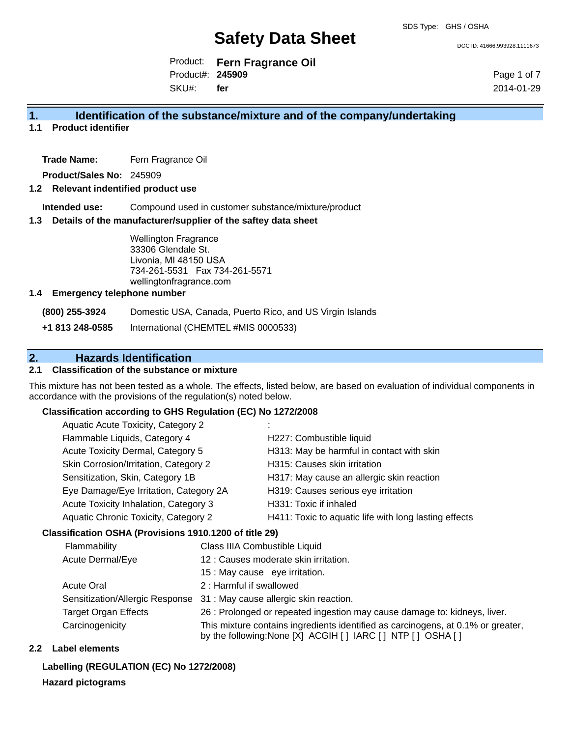SDS Type: GHS / OSHA

# Safety Data Sheet

DOC ID: 41666.993928.1111673

Product: **Fern Fragrance Oil**
Product#: **245909**
SKU#: **fer**

2014-01-29

## 1. Identification of the substance/mixture and of the company/undertaking

### 1.1 Product identifier

**Trade Name:** Fern Fragrance Oil

**Product/Sales No:** 245909

### 1.2 Relevant indentified product use

**Intended use:** Compound used in customer substance/mixture/product

### 1.3 Details of the manufacturer/supplier of the saftey data sheet

Wellington Fragrance
33306 Glendale St.
Livonia, MI 48150 USA
734-261-5531 Fax 734-261-5571
wellingtonfragrance.com

### 1.4 Emergency telephone number

**(800) 255-3924** Domestic USA, Canada, Puerto Rico, and US Virgin Islands

**+1 813 248-0585** International (CHEMTEL #MIS 0000533)

## 2. Hazards Identification

### 2.1 Classification of the substance or mixture

This mixture has not been tested as a whole. The effects, listed below, are based on evaluation of individual components in accordance with the provisions of the regulation(s) noted below.

**Classification according to GHS Regulation (EC) No 1272/2008**

| | |
|---|---|
| Aquatic Acute Toxicity, Category 2 | : |
| Flammable Liquids, Category 4 | H227: Combustible liquid |
| Acute Toxicity Dermal, Category 5 | H313: May be harmful in contact with skin |
| Skin Corrosion/Irritation, Category 2 | H315: Causes skin irritation |
| Sensitization, Skin, Category 1B | H317: May cause an allergic skin reaction |
| Eye Damage/Eye Irritation, Category 2A | H319: Causes serious eye irritation |
| Acute Toxicity Inhalation, Category 3 | H331: Toxic if inhaled |
| Aquatic Chronic Toxicity, Category 2 | H411: Toxic to aquatic life with long lasting effects |

**Classification OSHA (Provisions 1910.1200 of title 29)**

| | |
|---|---|
| Flammability | Class IIIA Combustible Liquid |
| Acute Dermal/Eye | 12 : Causes moderate skin irritation. |
| | 15 : May cause eye irritation. |
| Acute Oral | 2 : Harmful if swallowed |
| Sensitization/Allergic Response | 31 : May cause allergic skin reaction. |
| Target Organ Effects | 26 : Prolonged or repeated ingestion may cause damage to: kidneys, liver. |
| Carcinogenicity | This mixture contains ingredients identified as carcinogens, at 0.1% or greater, by the following:None [X] ACGIH [ ] IARC [ ] NTP [ ] OSHA [ ] |

### 2.2 Label elements

**Labelling (REGULATION (EC) No 1272/2008)**

**Hazard pictograms**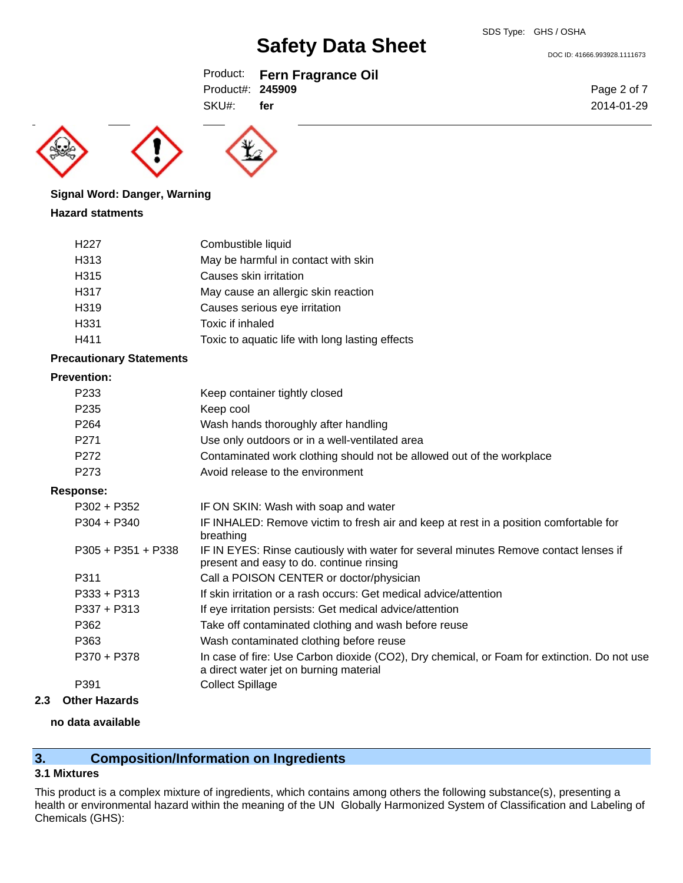**Signal Word: Danger, Warning**

**Hazard statments**

| | |
|---|---|
| H227 | Combustible liquid |
| H313 | May be harmful in contact with skin |
| H315 | Causes skin irritation |
| H317 | May cause an allergic skin reaction |
| H319 | Causes serious eye irritation |
| H331 | Toxic if inhaled |
| H411 | Toxic to aquatic life with long lasting effects |

**Precautionary Statements**

**Prevention:**

| | |
|---|---|
| P233 | Keep container tightly closed |
| P235 | Keep cool |
| P264 | Wash hands thoroughly after handling |
| P271 | Use only outdoors or in a well-ventilated area |
| P272 | Contaminated work clothing should not be allowed out of the workplace |
| P273 | Avoid release to the environment |

**Response:**

| | |
|---|---|
| P302 + P352 | IF ON SKIN: Wash with soap and water |
| P304 + P340 | IF INHALED: Remove victim to fresh air and keep at rest in a position comfortable for breathing |
| P305 + P351 + P338 | IF IN EYES: Rinse cautiously with water for several minutes Remove contact lenses if present and easy to do. continue rinsing |
| P311 | Call a POISON CENTER or doctor/physician |
| P333 + P313 | If skin irritation or a rash occurs: Get medical advice/attention |
| P337 + P313 | If eye irritation persists: Get medical advice/attention |
| P362 | Take off contaminated clothing and wash before reuse |
| P363 | Wash contaminated clothing before reuse |
| P370 + P378 | In case of fire: Use Carbon dioxide (CO2), Dry chemical, or Foam for extinction. Do not use a direct water jet on burning material |
| P391 | Collect Spillage |

**2.3 Other Hazards**

**no data available**

## 3. Composition/Information on Ingredients

**3.1 Mixtures**

This product is a complex mixture of ingredients, which contains among others the following substance(s), presenting a health or environmental hazard within the meaning of the UN Globally Harmonized System of Classification and Labeling of Chemicals (GHS):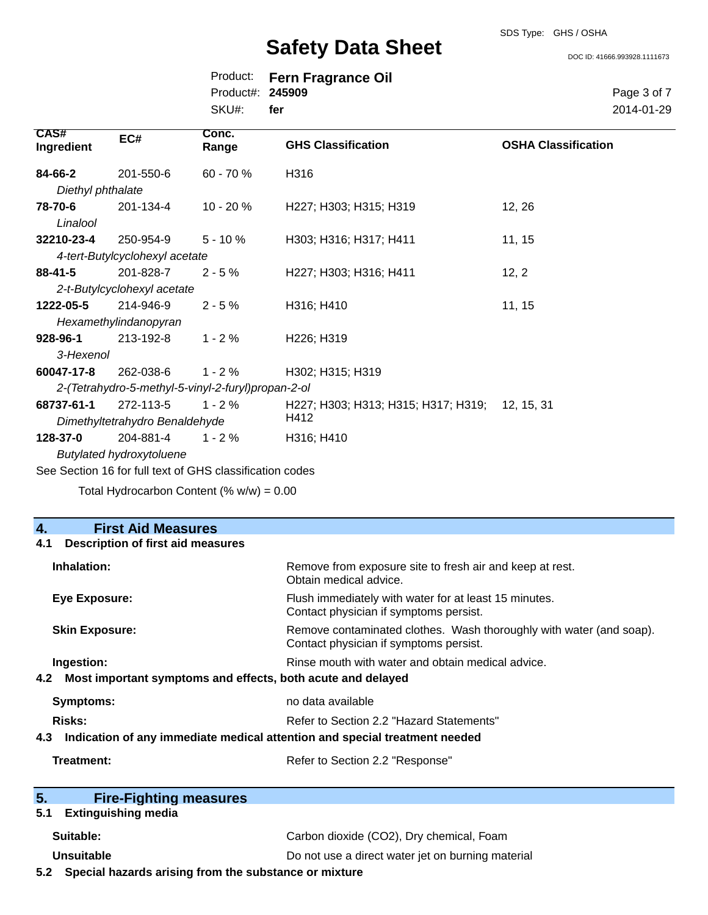| CAS# Ingredient | EC# | Conc. Range | GHS Classification | OSHA Classification |
|---|---|---|---|---|
| **84-66-2** *Diethyl phthalate* | 201-550-6 | 60 - 70 % | H316 | |
| **78-70-6** *Linalool* | 201-134-4 | 10 - 20 % | H227; H303; H315; H319 | 12, 26 |
| **32210-23-4** *4-tert-Butylcyclohexyl acetate* | 250-954-9 | 5 - 10 % | H303; H316; H317; H411 | 11, 15 |
| **88-41-5** *2-t-Butylcyclohexyl acetate* | 201-828-7 | 2 - 5 % | H227; H303; H316; H411 | 12, 2 |
| **1222-05-5** *Hexamethylindanopyran* | 214-946-9 | 2 - 5 % | H316; H410 | 11, 15 |
| **928-96-1** *3-Hexenol* | 213-192-8 | 1 - 2 % | H226; H319 | |
| **60047-17-8** *2-(Tetrahydro-5-methyl-5-vinyl-2-furyl)propan-2-ol* | 262-038-6 | 1 - 2 % | H302; H315; H319 | |
| **68737-61-1** *Dimethyltetrahydro Benaldehyde* | 272-113-5 | 1 - 2 % | H227; H303; H313; H315; H317; H319; H412 | 12, 15, 31 |
| **128-37-0** *Butylated hydroxytoluene* | 204-881-4 | 1 - 2 % | H316; H410 | |

See Section 16 for full text of GHS classification codes

Total Hydrocarbon Content (% w/w) = 0.00

## 4. First Aid Measures

### 4.1 Description of first aid measures

**Inhalation:** Remove from exposure site to fresh air and keep at rest. Obtain medical advice.

**Eye Exposure:** Flush immediately with water for at least 15 minutes. Contact physician if symptoms persist.

**Skin Exposure:** Remove contaminated clothes. Wash thoroughly with water (and soap). Contact physician if symptoms persist.

**Ingestion:** Rinse mouth with water and obtain medical advice.

### 4.2 Most important symptoms and effects, both acute and delayed

**Symptoms:** no data available

**Risks:** Refer to Section 2.2 "Hazard Statements"

### 4.3 Indication of any immediate medical attention and special treatment needed

**Treatment:** Refer to Section 2.2 "Response"

## 5. Fire-Fighting measures

### 5.1 Extinguishing media

**Suitable:** Carbon dioxide ($CO_2$), Dry chemical, Foam

**Unsuitable** Do not use a direct water jet on burning material

### 5.2 Special hazards arising from the substance or mixture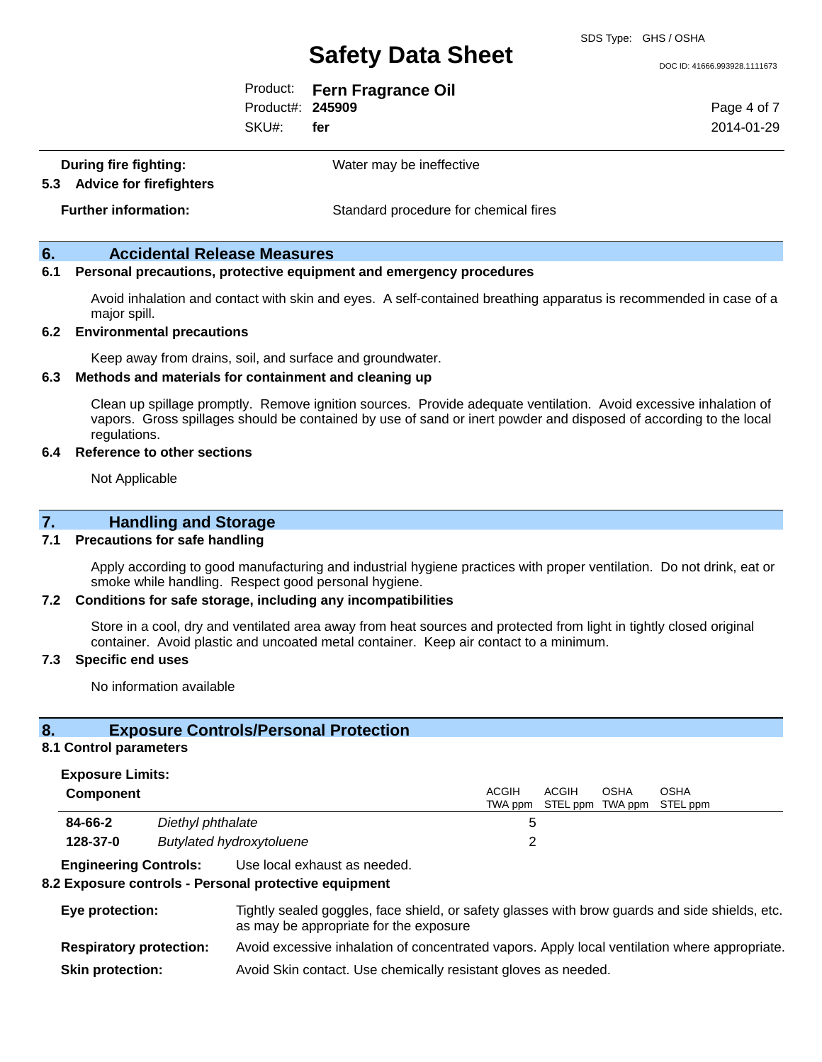**During fire fighting:** Water may be ineffective

**5.3 Advice for firefighters**

**Further information:** Standard procedure for chemical fires

## 6. Accidental Release Measures

### 6.1 Personal precautions, protective equipment and emergency procedures

Avoid inhalation and contact with skin and eyes. A self-contained breathing apparatus is recommended in case of a major spill.

### 6.2 Environmental precautions

Keep away from drains, soil, and surface and groundwater.

### 6.3 Methods and materials for containment and cleaning up

Clean up spillage promptly. Remove ignition sources. Provide adequate ventilation. Avoid excessive inhalation of vapors. Gross spillages should be contained by use of sand or inert powder and disposed of according to the local regulations.

### 6.4 Reference to other sections

Not Applicable

## 7. Handling and Storage

### 7.1 Precautions for safe handling

Apply according to good manufacturing and industrial hygiene practices with proper ventilation. Do not drink, eat or smoke while handling. Respect good personal hygiene.

### 7.2 Conditions for safe storage, including any incompatibilities

Store in a cool, dry and ventilated area away from heat sources and protected from light in tightly closed original container. Avoid plastic and uncoated metal container. Keep air contact to a minimum.

### 7.3 Specific end uses

No information available

## 8. Exposure Controls/Personal Protection

### 8.1 Control parameters

**Exposure Limits:**

| Component | | ACGIH TWA ppm | ACGIH STEL ppm | OSHA TWA ppm | OSHA STEL ppm |
|---|---|---|---|---|---|
| **84-66-2** | *Diethyl phthalate* | 5 | | | |
| **128-37-0** | *Butylated hydroxytoluene* | 2 | | | |

**Engineering Controls:** Use local exhaust as needed.

### 8.2 Exposure controls - Personal protective equipment

**Eye protection:** Tightly sealed goggles, face shield, or safety glasses with brow guards and side shields, etc. as may be appropriate for the exposure

**Respiratory protection:** Avoid excessive inhalation of concentrated vapors. Apply local ventilation where appropriate.

**Skin protection:** Avoid Skin contact. Use chemically resistant gloves as needed.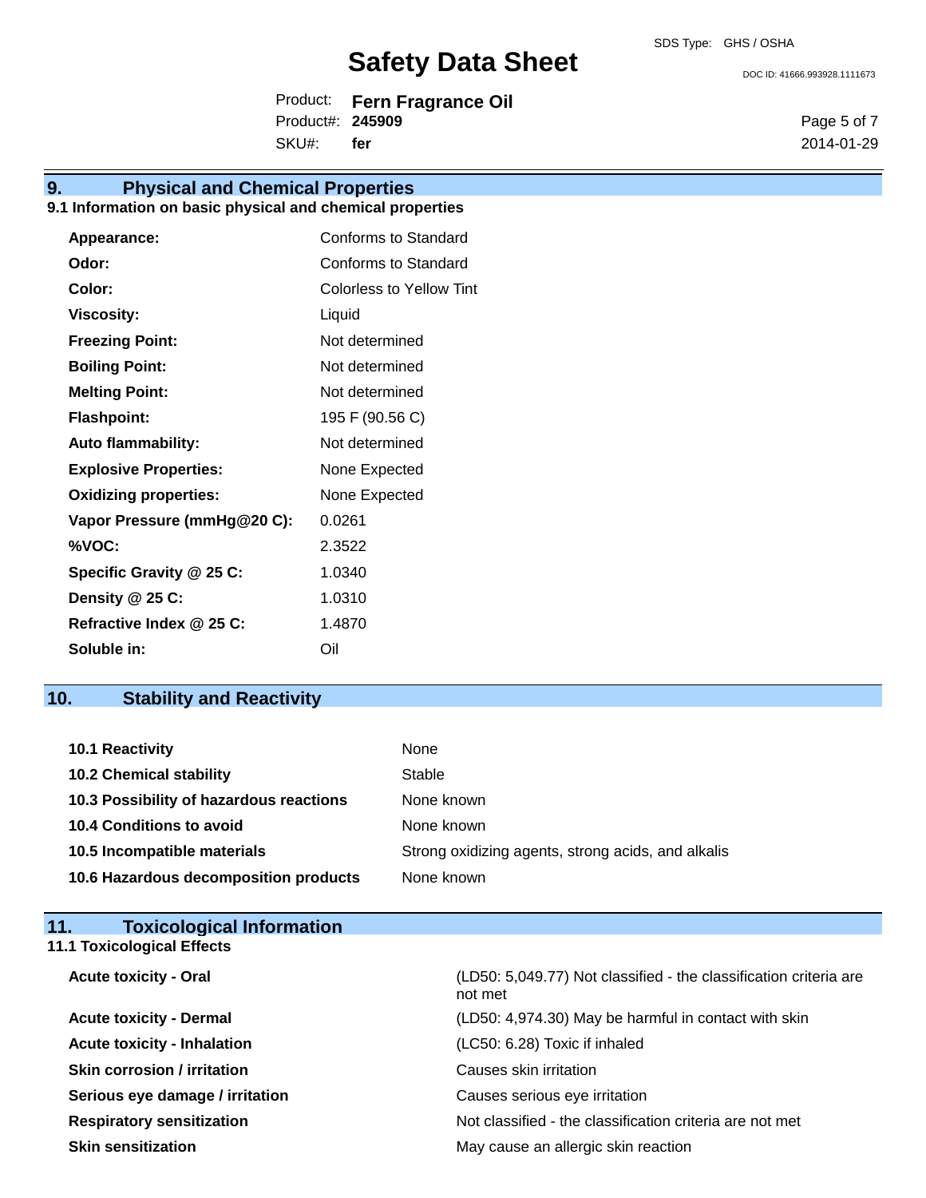## 9. Physical and Chemical Properties

### 9.1 Information on basic physical and chemical properties

| | |
|---|---|
| **Appearance:** | Conforms to Standard |
| **Odor:** | Conforms to Standard |
| **Color:** | Colorless to Yellow Tint |
| **Viscosity:** | Liquid |
| **Freezing Point:** | Not determined |
| **Boiling Point:** | Not determined |
| **Melting Point:** | Not determined |
| **Flashpoint:** | 195 F (90.56 C) |
| **Auto flammability:** | Not determined |
| **Explosive Properties:** | None Expected |
| **Oxidizing properties:** | None Expected |
| **Vapor Pressure (mmHg@20 C):** | 0.0261 |
| **%VOC:** | 2.3522 |
| **Specific Gravity @ 25 C:** | 1.0340 |
| **Density @ 25 C:** | 1.0310 |
| **Refractive Index @ 25 C:** | 1.4870 |
| **Soluble in:** | Oil |

## 10. Stability and Reactivity

| | |
|---|---|
| **10.1 Reactivity** | None |
| **10.2 Chemical stability** | Stable |
| **10.3 Possibility of hazardous reactions** | None known |
| **10.4 Conditions to avoid** | None known |
| **10.5 Incompatible materials** | Strong oxidizing agents, strong acids, and alkalis |
| **10.6 Hazardous decomposition products** | None known |

## 11. Toxicological Information

### 11.1 Toxicological Effects

| | |
|---|---|
| **Acute toxicity - Oral** | (LD50: 5,049.77) Not classified - the classification criteria are not met |
| **Acute toxicity - Dermal** | (LD50: 4,974.30) May be harmful in contact with skin |
| **Acute toxicity - Inhalation** | (LC50: 6.28) Toxic if inhaled |
| **Skin corrosion / irritation** | Causes skin irritation |
| **Serious eye damage / irritation** | Causes serious eye irritation |
| **Respiratory sensitization** | Not classified - the classification criteria are not met |
| **Skin sensitization** | May cause an allergic skin reaction |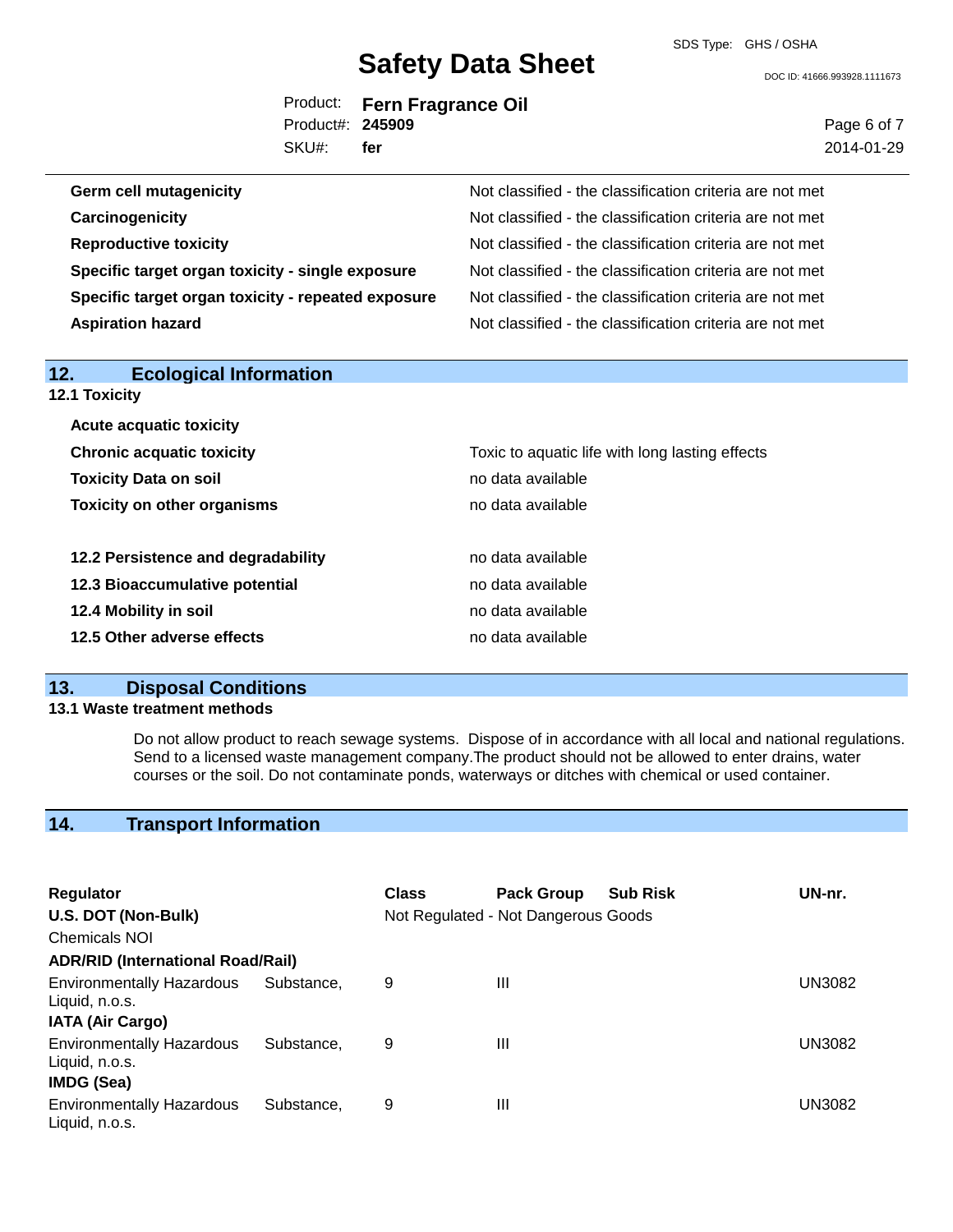| | |
|---|---|
| **Germ cell mutagenicity** | Not classified - the classification criteria are not met |
| **Carcinogenicity** | Not classified - the classification criteria are not met |
| **Reproductive toxicity** | Not classified - the classification criteria are not met |
| **Specific target organ toxicity - single exposure** | Not classified - the classification criteria are not met |
| **Specific target organ toxicity - repeated exposure** | Not classified - the classification criteria are not met |
| **Aspiration hazard** | Not classified - the classification criteria are not met |

## 12. Ecological Information

### 12.1 Toxicity

| | |
|---|---|
| **Acute acquatic toxicity** | |
| **Chronic acquatic toxicity** | Toxic to aquatic life with long lasting effects |
| **Toxicity Data on soil** | no data available |
| **Toxicity on other organisms** | no data available |

| | |
|---|---|
| **12.2 Persistence and degradability** | no data available |
| **12.3 Bioaccumulative potential** | no data available |
| **12.4 Mobility in soil** | no data available |
| **12.5 Other adverse effects** | no data available |

## 13. Disposal Conditions

### 13.1 Waste treatment methods

Do not allow product to reach sewage systems. Dispose of in accordance with all local and national regulations. Send to a licensed waste management company.The product should not be allowed to enter drains, water courses or the soil. Do not contaminate ponds, waterways or ditches with chemical or used container.

## 14. Transport Information

| Regulator | Class | Pack Group | Sub Risk | UN-nr. |
|---|---|---|---|---|
| **U.S. DOT (Non-Bulk)** | Not Regulated - Not Dangerous Goods | | | |
| Chemicals NOI | | | | |
| **ADR/RID (International Road/Rail)** | | | | |
| Environmentally Hazardous Substance, Liquid, n.o.s. | 9 | III | | UN3082 |
| **IATA (Air Cargo)** | | | | |
| Environmentally Hazardous Substance, Liquid, n.o.s. | 9 | III | | UN3082 |
| **IMDG (Sea)** | | | | |
| Environmentally Hazardous Substance, Liquid, n.o.s. | 9 | III | | UN3082 |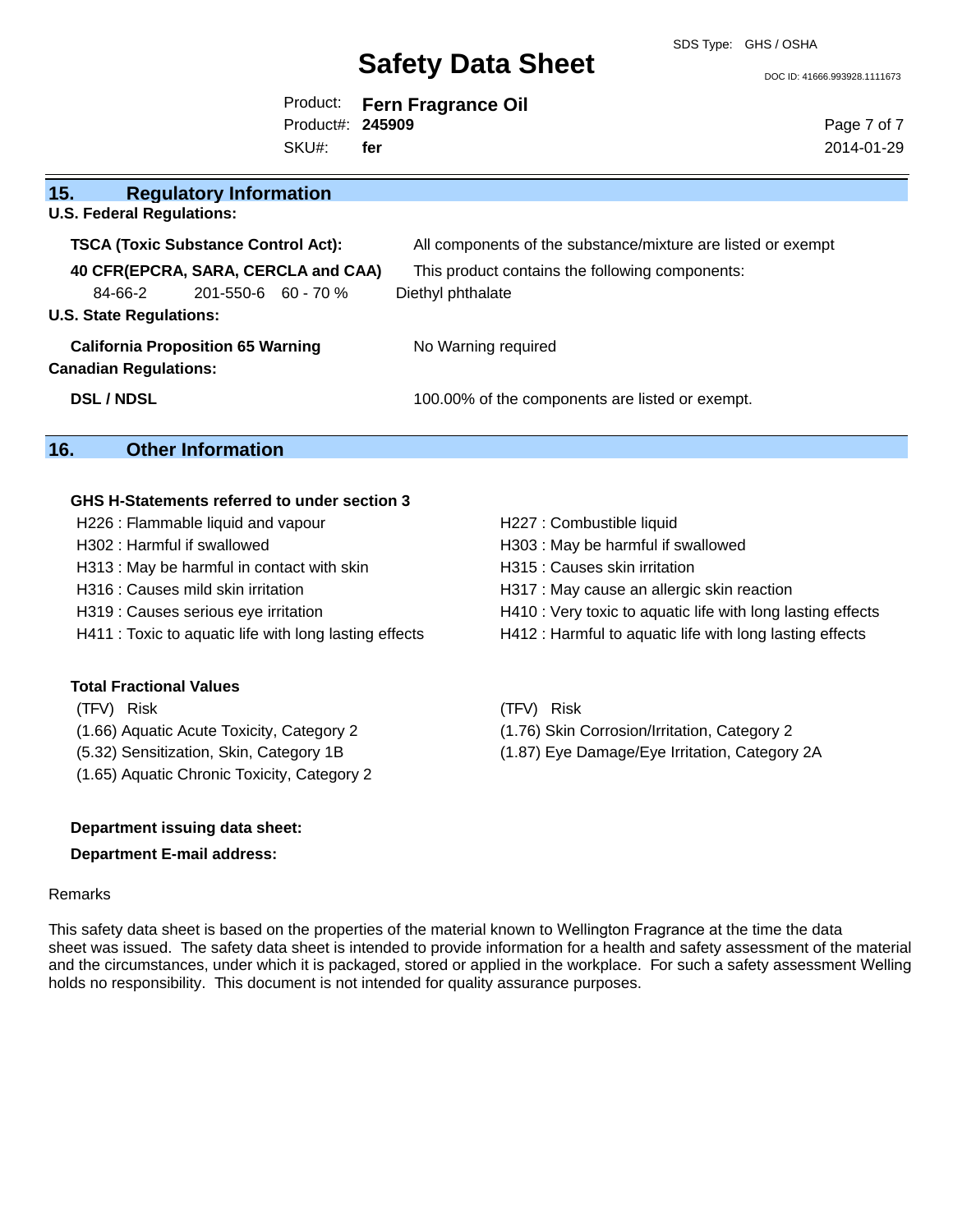## 15. Regulatory Information

**U.S. Federal Regulations:**

**TSCA (Toxic Substance Control Act):** All components of the substance/mixture are listed or exempt

**40 CFR(EPCRA, SARA, CERCLA and CAA)** This product contains the following components:

| | | | |
|---|---|---|---|
| 84-66-2 | 201-550-6 | 60 - 70 % | Diethyl phthalate |

**U.S. State Regulations:**

**California Proposition 65 Warning** No Warning required

**Canadian Regulations:**

**DSL / NDSL** 100.00% of the components are listed or exempt.

## 16. Other Information

**GHS H-Statements referred to under section 3**

H226 : Flammable liquid and vapour
H302 : Harmful if swallowed
H313 : May be harmful in contact with skin
H316 : Causes mild skin irritation
H319 : Causes serious eye irritation
H411 : Toxic to aquatic life with long lasting effects
H227 : Combustible liquid
H303 : May be harmful if swallowed
H315 : Causes skin irritation
H317 : May cause an allergic skin reaction
H410 : Very toxic to aquatic life with long lasting effects
H412 : Harmful to aquatic life with long lasting effects

**Total Fractional Values**

(TFV) Risk
(1.66) Aquatic Acute Toxicity, Category 2
(5.32) Sensitization, Skin, Category 1B
(1.65) Aquatic Chronic Toxicity, Category 2

(TFV) Risk
(1.76) Skin Corrosion/Irritation, Category 2
(1.87) Eye Damage/Eye Irritation, Category 2A

**Department issuing data sheet:**

**Department E-mail address:**

Remarks

This safety data sheet is based on the properties of the material known to Wellington Fragrance at the time the data sheet was issued. The safety data sheet is intended to provide information for a health and safety assessment of the material and the circumstances, under which it is packaged, stored or applied in the workplace. For such a safety assessment Welling holds no responsibility. This document is not intended for quality assurance purposes.